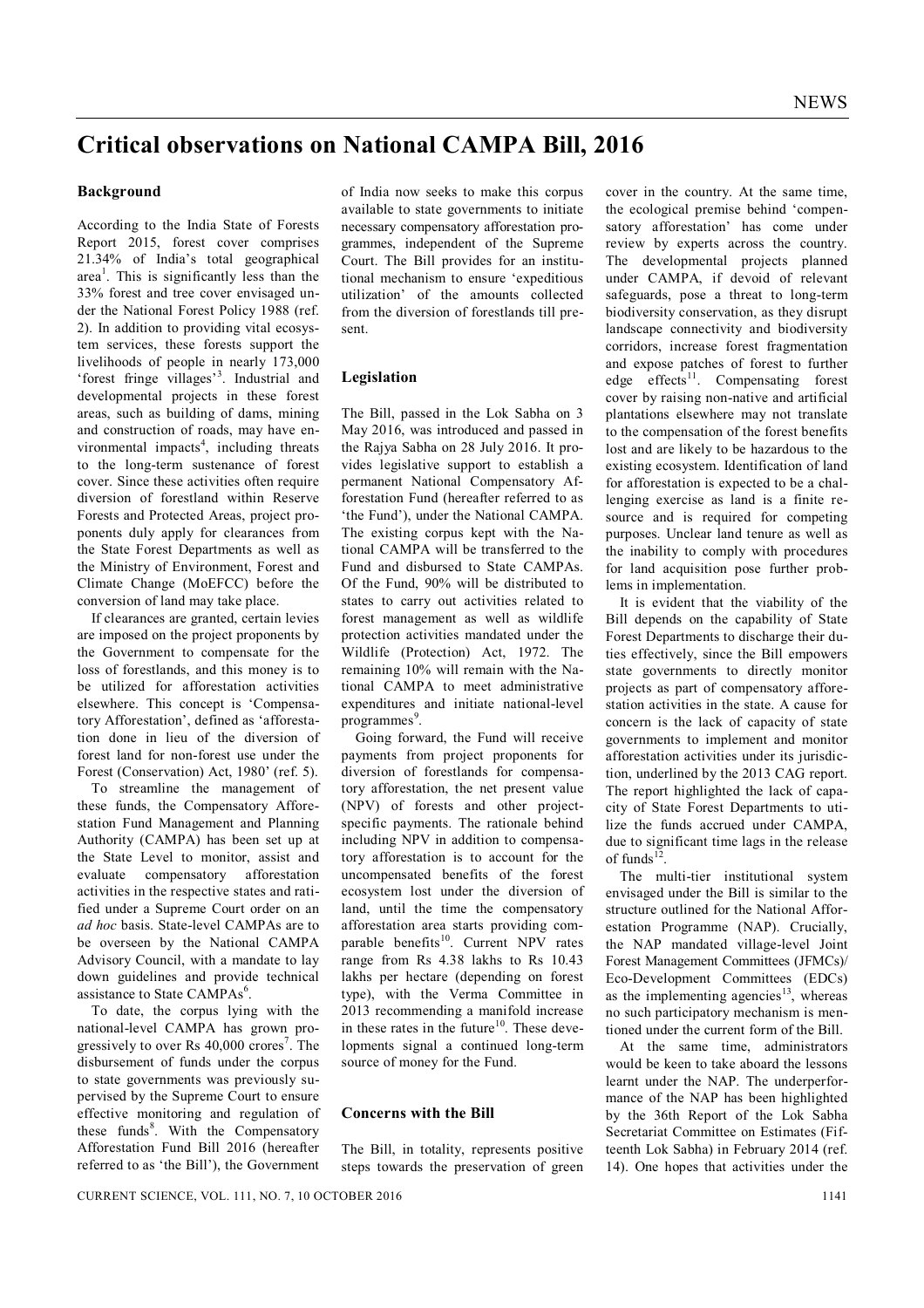# Critical observations on National CAMPA Bill, 2016

## Background

According to the India State of Forests Report 2015, forest cover comprises 21.34% of India's total geographical area[1]. This is significantly less than the 33% forest and tree cover envisaged under the National Forest Policy 1988 (ref. 2). In addition to providing vital ecosystem services, these forests support the livelihoods of people in nearly 173,000 'forest fringe villages'[3]. Industrial and developmental projects in these forest areas, such as building of dams, mining and construction of roads, may have environmental impacts[4], including threats to the long-term sustenance of forest cover. Since these activities often require diversion of forestland within Reserve Forests and Protected Areas, project proponents duly apply for clearances from the State Forest Departments as well as the Ministry of Environment, Forest and Climate Change (MoEFCC) before the conversion of land may take place.

If clearances are granted, certain levies are imposed on the project proponents by the Government to compensate for the loss of forestlands, and this money is to be utilized for afforestation activities elsewhere. This concept is 'Compensatory Afforestation', defined as 'afforestation done in lieu of the diversion of forest land for non-forest use under the Forest (Conservation) Act, 1980' (ref. 5).

To streamline the management of these funds, the Compensatory Afforestation Fund Management and Planning Authority (CAMPA) has been set up at the State Level to monitor, assist and evaluate compensatory afforestation activities in the respective states and ratified under a Supreme Court order on an *ad hoc* basis. State-level CAMPAs are to be overseen by the National CAMPA Advisory Council, with a mandate to lay down guidelines and provide technical assistance to State CAMPAs[6].

To date, the corpus lying with the national-level CAMPA has grown progressively to over Rs 40,000 crores[7]. The disbursement of funds under the corpus to state governments was previously supervised by the Supreme Court to ensure effective monitoring and regulation of these funds[8]. With the Compensatory Afforestation Fund Bill 2016 (hereafter referred to as 'the Bill'), the Government of India now seeks to make this corpus available to state governments to initiate necessary compensatory afforestation programmes, independent of the Supreme Court. The Bill provides for an institutional mechanism to ensure 'expeditious utilization' of the amounts collected from the diversion of forestlands till present.

## Legislation

The Bill, passed in the Lok Sabha on 3 May 2016, was introduced and passed in the Rajya Sabha on 28 July 2016. It provides legislative support to establish a permanent National Compensatory Afforestation Fund (hereafter referred to as 'the Fund'), under the National CAMPA. The existing corpus kept with the National CAMPA will be transferred to the Fund and disbursed to State CAMPAs. Of the Fund, 90% will be distributed to states to carry out activities related to forest management as well as wildlife protection activities mandated under the Wildlife (Protection) Act, 1972. The remaining 10% will remain with the National CAMPA to meet administrative expenditures and initiate national-level programmes[9].

Going forward, the Fund will receive payments from project proponents for diversion of forestlands for compensatory afforestation, the net present value (NPV) of forests and other project-specific payments. The rationale behind including NPV in addition to compensatory afforestation is to account for the uncompensated benefits of the forest ecosystem lost under the diversion of land, until the time the compensatory afforestation area starts providing comparable benefits[10]. Current NPV rates range from Rs 4.38 lakhs to Rs 10.43 lakhs per hectare (depending on forest type), with the Verma Committee in 2013 recommending a manifold increase in these rates in the future[10]. These developments signal a continued long-term source of money for the Fund.

## Concerns with the Bill

The Bill, in totality, represents positive steps towards the preservation of green cover in the country. At the same time, the ecological premise behind 'compensatory afforestation' has come under review by experts across the country. The developmental projects planned under CAMPA, if devoid of relevant safeguards, pose a threat to long-term biodiversity conservation, as they disrupt landscape connectivity and biodiversity corridors, increase forest fragmentation and expose patches of forest to further edge effects[11]. Compensating forest cover by raising non-native and artificial plantations elsewhere may not translate to the compensation of the forest benefits lost and are likely to be hazardous to the existing ecosystem. Identification of land for afforestation is expected to be a challenging exercise as land is a finite resource and is required for competing purposes. Unclear land tenure as well as the inability to comply with procedures for land acquisition pose further problems in implementation.

It is evident that the viability of the Bill depends on the capability of State Forest Departments to discharge their duties effectively, since the Bill empowers state governments to directly monitor projects as part of compensatory afforestation activities in the state. A cause for concern is the lack of capacity of state governments to implement and monitor afforestation activities under its jurisdiction, underlined by the 2013 CAG report. The report highlighted the lack of capacity of State Forest Departments to utilize the funds accrued under CAMPA, due to significant time lags in the release of funds[12].

The multi-tier institutional system envisaged under the Bill is similar to the structure outlined for the National Afforestation Programme (NAP). Crucially, the NAP mandated village-level Joint Forest Management Committees (JFMCs)/Eco-Development Committees (EDCs) as the implementing agencies[13], whereas no such participatory mechanism is mentioned under the current form of the Bill.

At the same time, administrators would be keen to take aboard the lessons learnt under the NAP. The underperformance of the NAP has been highlighted by the 36th Report of the Lok Sabha Secretariat Committee on Estimates (Fifteenth Lok Sabha) in February 2014 (ref. 14). One hopes that activities under the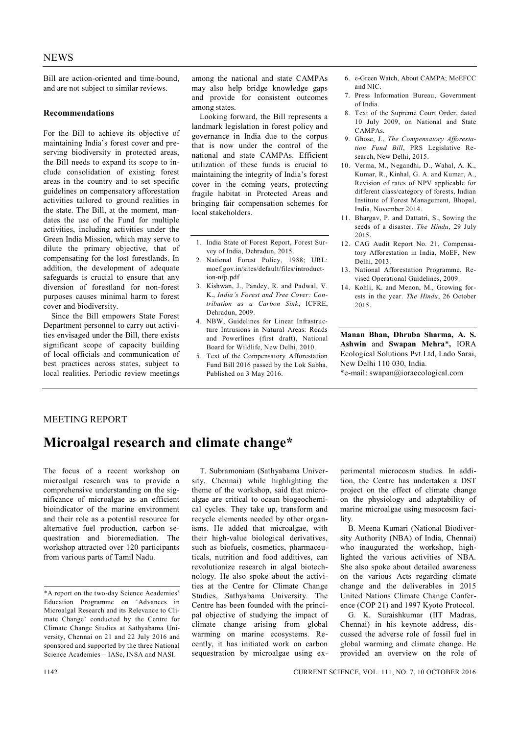Bill are action-oriented and time-bound, and are not subject to similar reviews.

### Recommendations

For the Bill to achieve its objective of maintaining India's forest cover and preserving biodiversity in protected areas, the Bill needs to expand its scope to include consolidation of existing forest areas in the country and to set specific guidelines on compensatory afforestation activities tailored to ground realities in the state. The Bill, at the moment, mandates the use of the Fund for multiple activities, including activities under the Green India Mission, which may serve to dilute the primary objective, that of compensating for the lost forestlands. In addition, the development of adequate safeguards is crucial to ensure that any diversion of forestland for non-forest purposes causes minimal harm to forest cover and biodiversity.

Since the Bill empowers State Forest Department personnel to carry out activities envisaged under the Bill, there exists significant scope of capacity building of local officials and communication of best practices across states, subject to local realities. Periodic review meetings among the national and state CAMPAs may also help bridge knowledge gaps and provide for consistent outcomes among states.

Looking forward, the Bill represents a landmark legislation in forest policy and governance in India due to the corpus that is now under the control of the national and state CAMPAs. Efficient utilization of these funds is crucial to maintaining the integrity of India's forest cover in the coming years, protecting fragile habitat in Protected Areas and bringing fair compensation schemes for local stakeholders.

1. India State of Forest Report, Forest Survey of India, Dehradun, 2015.
2. National Forest Policy, 1988; URL: moef.gov.in/sites/default/files/introduction-nfp.pdf
3. Kishwan, J., Pandey, R. and Padwal, V. K., *India's Forest and Tree Cover: Contribution as a Carbon Sink*, ICFRE, Dehradun, 2009.
4. NBW, Guidelines for Linear Infrastructure Intrusions in Natural Areas: Roads and Powerlines (first draft), National Board for Wildlife, New Delhi, 2010.
5. Text of the Compensatory Afforestation Fund Bill 2016 passed by the Lok Sabha, Published on 3 May 2016.
6. e-Green Watch, About CAMPA; MoEFCC and NIC.
7. Press Information Bureau, Government of India.
8. Text of the Supreme Court Order, dated 10 July 2009, on National and State CAMPAs.
9. Ghose, J., *The Compensatory Afforestation Fund Bill*, PRS Legislative Research, New Delhi, 2015.
10. Verma, M., Negandhi, D., Wahal, A. K., Kumar, R., Kinhal, G. A. and Kumar, A., Revision of rates of NPV applicable for different class/category of forests, Indian Institute of Forest Management, Bhopal, India, November 2014.
11. Bhargav, P. and Dattatri, S., Sowing the seeds of a disaster. *The Hindu*, 29 July 2015.
12. CAG Audit Report No. 21, Compensatory Afforestation in India, MoEF, New Delhi, 2013.
13. National Afforestation Programme, Revised Operational Guidelines, 2009.
14. Kohli, K. and Menon, M., Growing forests in the year. *The Hindu*, 26 October 2015.

**Manan Bhan, Dhruba Sharma, A. S. Ashwin** and **Swapan Mehra***, IORA Ecological Solutions Pvt Ltd, Lado Sarai, New Delhi 110 030, India.
*e-mail: swapan@ioraecological.com

MEETING REPORT

# Microalgal research and climate change*

The focus of a recent workshop on microalgal research was to provide a comprehensive understanding on the significance of microalgae as an efficient bioindicator of the marine environment and their role as a potential resource for alternative fuel production, carbon sequestration and bioremediation. The workshop attracted over 120 participants from various parts of Tamil Nadu.

T. Subramoniam (Sathyabama University, Chennai) while highlighting the theme of the workshop, said that microalgae are critical to ocean biogeochemical cycles. They take up, transform and recycle elements needed by other organisms. He added that microalgae, with their high-value biological derivatives, such as biofuels, cosmetics, pharmaceuticals, nutrition and food additives, can revolutionize research in algal biotechnology. He also spoke about the activities at the Centre for Climate Change Studies, Sathyabama University. The Centre has been founded with the principal objective of studying the impact of climate change arising from global warming on marine ecosystems. Recently, it has initiated work on carbon sequestration by microalgae using experimental microcosm studies. In addition, the Centre has undertaken a DST project on the effect of climate change on the physiology and adaptability of marine microalgae using mesocosm facility.

B. Meena Kumari (National Biodiversity Authority (NBA) of India, Chennai) who inaugurated the workshop, highlighted the various activities of NBA. She also spoke about detailed awareness on the various Acts regarding climate change and the deliverables in 2015 United Nations Climate Change Conference (COP 21) and 1997 Kyoto Protocol.

G. K. Suraishkumar (IIT Madras, Chennai) in his keynote address, discussed the adverse role of fossil fuel in global warming and climate change. He provided an overview on the role of

*A report on the two-day Science Academies' Education Programme on 'Advances in Microalgal Research and its Relevance to Climate Change' conducted by the Centre for Climate Change Studies at Sathyabama University, Chennai on 21 and 22 July 2016 and sponsored and supported by the three National Science Academies – IASc, INSA and NASI.